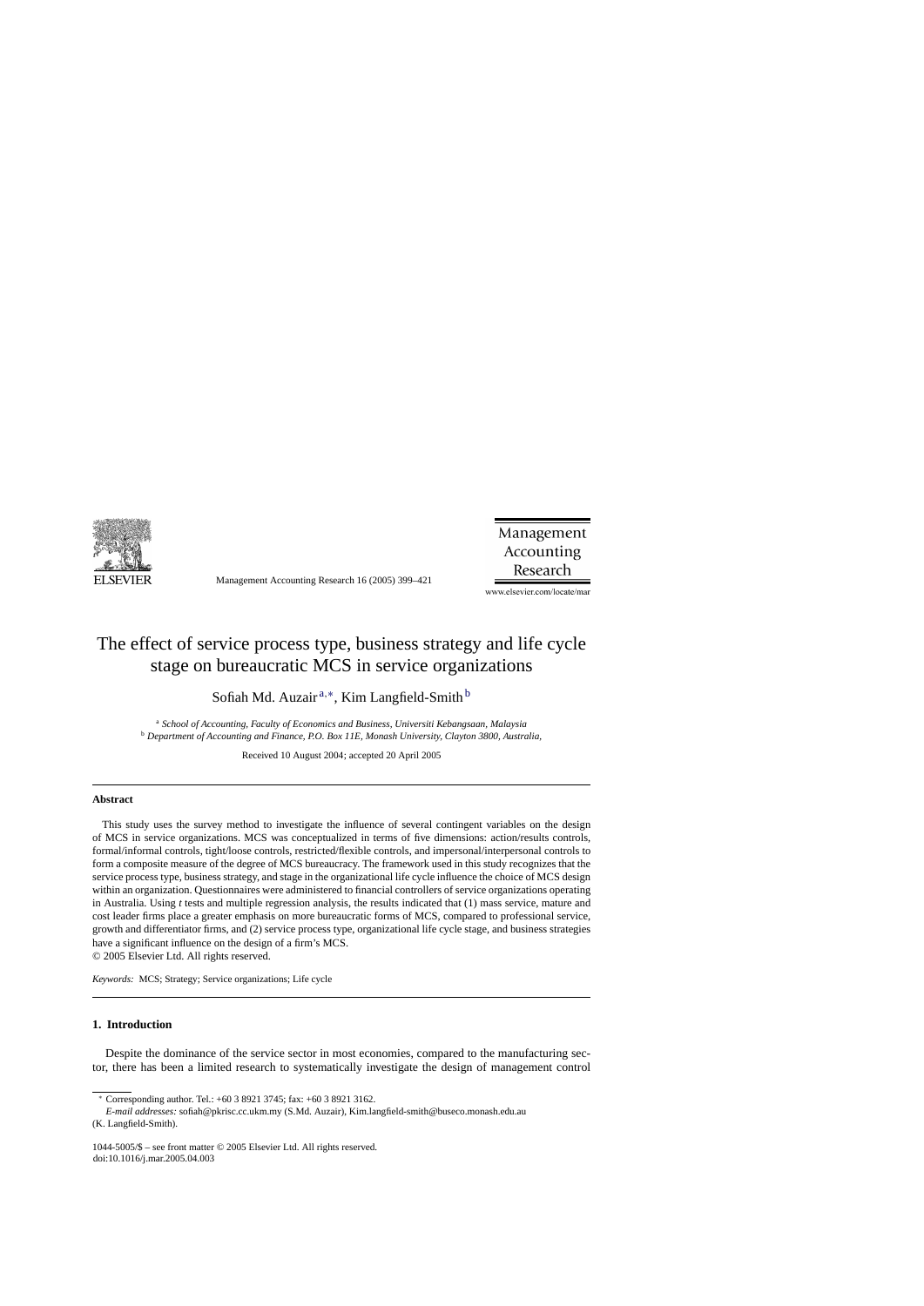# The effect of service process type, business strategy and life cycle stage on bureaucratic MCS in service organizations

Sofiah Md. Auzair [a,*], Kim Langfield-Smith [b]

[a] *School of Accounting, Faculty of Economics and Business, Universiti Kebangsaan, Malaysia*
[b] *Department of Accounting and Finance, P.O. Box 11E, Monash University, Clayton 3800, Australia,*

Received 10 August 2004; accepted 20 April 2005

## Abstract

This study uses the survey method to investigate the influence of several contingent variables on the design of MCS in service organizations. MCS was conceptualized in terms of five dimensions: action/results controls, formal/informal controls, tight/loose controls, restricted/flexible controls, and impersonal/interpersonal controls to form a composite measure of the degree of MCS bureaucracy. The framework used in this study recognizes that the service process type, business strategy, and stage in the organizational life cycle influence the choice of MCS design within an organization. Questionnaires were administered to financial controllers of service organizations operating in Australia. Using *t* tests and multiple regression analysis, the results indicated that (1) mass service, mature and cost leader firms place a greater emphasis on more bureaucratic forms of MCS, compared to professional service, growth and differentiator firms, and (2) service process type, organizational life cycle stage, and business strategies have a significant influence on the design of a firm's MCS.

© 2005 Elsevier Ltd. All rights reserved.

*Keywords:* MCS; Strategy; Service organizations; Life cycle

## 1. Introduction

Despite the dominance of the service sector in most economies, compared to the manufacturing sector, there has been a limited research to systematically investigate the design of management control

---

* Corresponding author. Tel.: +60 3 8921 3745; fax: +60 3 8921 3162.
*E-mail addresses:* sofiah@pkrisc.cc.ukm.my (S.Md. Auzair), Kim.langfield-smith@buseco.monash.edu.au (K. Langfield-Smith).

1044-5005/$ – see front matter © 2005 Elsevier Ltd. All rights reserved.
doi:10.1016/j.mar.2005.04.003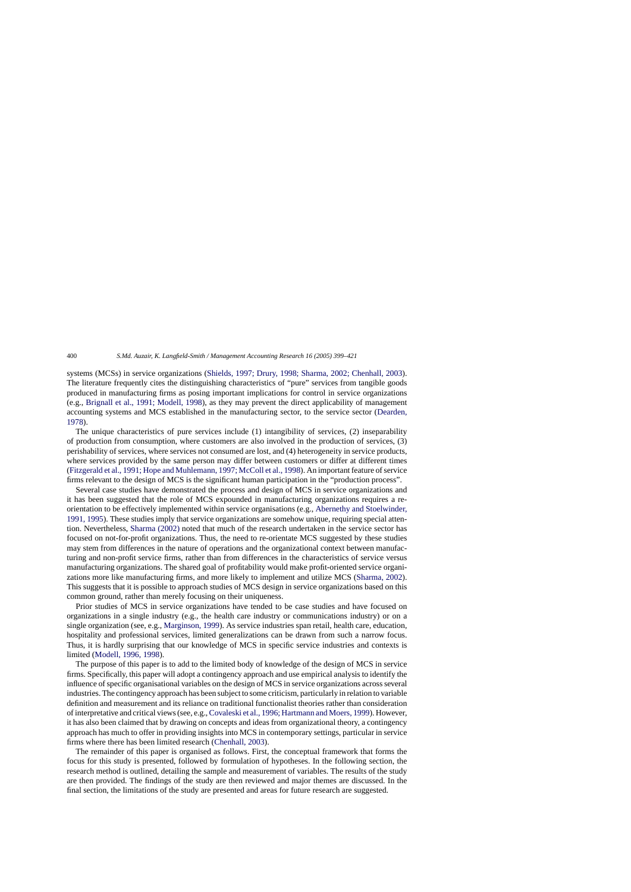systems (MCSs) in service organizations (Shields, 1997; Drury, 1998; Sharma, 2002; Chenhall, 2003). The literature frequently cites the distinguishing characteristics of "pure" services from tangible goods produced in manufacturing firms as posing important implications for control in service organizations (e.g., Brignall et al., 1991; Modell, 1998), as they may prevent the direct applicability of management accounting systems and MCS established in the manufacturing sector, to the service sector (Dearden, 1978).

The unique characteristics of pure services include (1) intangibility of services, (2) inseparability of production from consumption, where customers are also involved in the production of services, (3) perishability of services, where services not consumed are lost, and (4) heterogeneity in service products, where services provided by the same person may differ between customers or differ at different times (Fitzgerald et al., 1991; Hope and Muhlemann, 1997; McColl et al., 1998). An important feature of service firms relevant to the design of MCS is the significant human participation in the "production process".

Several case studies have demonstrated the process and design of MCS in service organizations and it has been suggested that the role of MCS expounded in manufacturing organizations requires a re-orientation to be effectively implemented within service organisations (e.g., Abernethy and Stoelwinder, 1991, 1995). These studies imply that service organizations are somehow unique, requiring special attention. Nevertheless, Sharma (2002) noted that much of the research undertaken in the service sector has focused on not-for-profit organizations. Thus, the need to re-orientate MCS suggested by these studies may stem from differences in the nature of operations and the organizational context between manufacturing and non-profit service firms, rather than from differences in the characteristics of service versus manufacturing organizations. The shared goal of profitability would make profit-oriented service organizations more like manufacturing firms, and more likely to implement and utilize MCS (Sharma, 2002). This suggests that it is possible to approach studies of MCS design in service organizations based on this common ground, rather than merely focusing on their uniqueness.

Prior studies of MCS in service organizations have tended to be case studies and have focused on organizations in a single industry (e.g., the health care industry or communications industry) or on a single organization (see, e.g., Marginson, 1999). As service industries span retail, health care, education, hospitality and professional services, limited generalizations can be drawn from such a narrow focus. Thus, it is hardly surprising that our knowledge of MCS in specific service industries and contexts is limited (Modell, 1996, 1998).

The purpose of this paper is to add to the limited body of knowledge of the design of MCS in service firms. Specifically, this paper will adopt a contingency approach and use empirical analysis to identify the influence of specific organisational variables on the design of MCS in service organizations across several industries. The contingency approach has been subject to some criticism, particularly in relation to variable definition and measurement and its reliance on traditional functionalist theories rather than consideration of interpretative and critical views (see, e.g., Covaleski et al., 1996; Hartmann and Moers, 1999). However, it has also been claimed that by drawing on concepts and ideas from organizational theory, a contingency approach has much to offer in providing insights into MCS in contemporary settings, particular in service firms where there has been limited research (Chenhall, 2003).

The remainder of this paper is organised as follows. First, the conceptual framework that forms the focus for this study is presented, followed by formulation of hypotheses. In the following section, the research method is outlined, detailing the sample and measurement of variables. The results of the study are then provided. The findings of the study are then reviewed and major themes are discussed. In the final section, the limitations of the study are presented and areas for future research are suggested.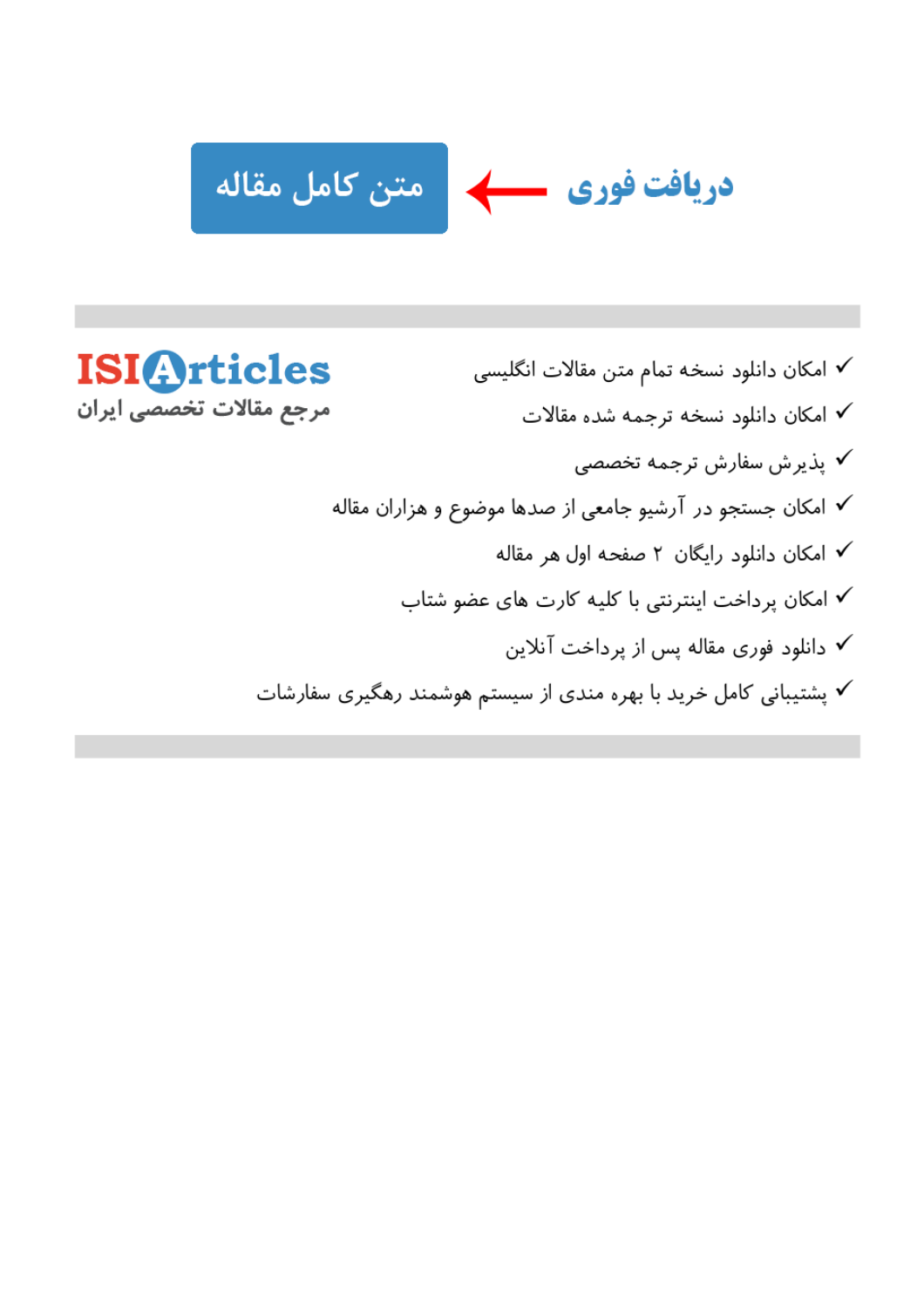دریافت فوری ← **متن کامل مقاله**

**ISIArticles**
مرجع مقالات تخصصی ایران

- ✓ امکان دانلود نسخه تمام متن مقالات انگلیسی
- ✓ امکان دانلود نسخه ترجمه شده مقالات
- ✓ پذیرش سفارش ترجمه تخصصی
- ✓ امکان جستجو در آرشیو جامعی از صدها موضوع و هزاران مقاله
- ✓ امکان دانلود رایگان ۲ صفحه اول هر مقاله
- ✓ امکان پرداخت اینترنتی با کلیه کارت های عضو شتاب
- ✓ دانلود فوری مقاله پس از پرداخت آنلاین
- ✓ پشتیبانی کامل خرید با بهره مندی از سیستم هوشمند رهگیری سفارشات